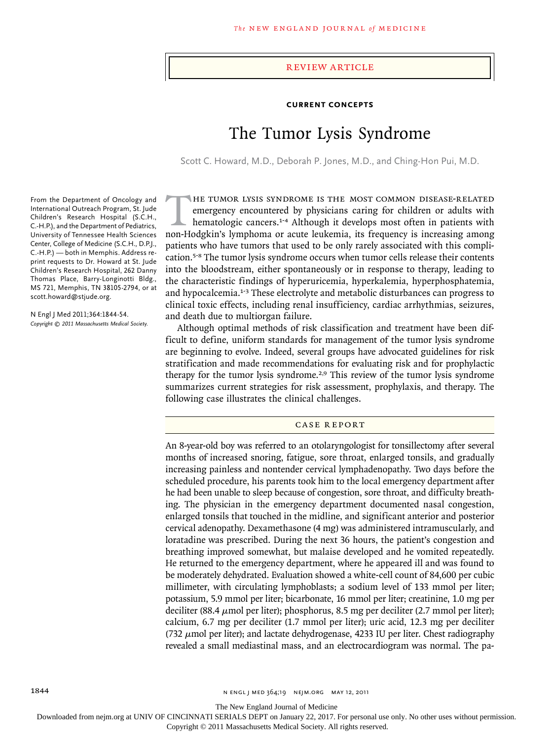REVIEW ARTICLE

**CURRENT CONCEPTS**

# The Tumor Lysis Syndrome

Scott C. Howard, M.D., Deborah P. Jones, M.D., and Ching-Hon Pui, M.D.

From the Department of Oncology and International Outreach Program, St. Jude Children's Research Hospital (S.C.H., C.-H.P.), and the Department of Pediatrics, University of Tennessee Health Sciences Center, College of Medicine (S.C.H., D.P.J., C.-H.P.) — both in Memphis. Address reprint requests to Dr. Howard at St. Jude Children's Research Hospital, 262 Danny Thomas Place, Barry-Longinotti Bldg., MS 721, Memphis, TN 38105-2794, or at scott.howard@stjude.org.

N Engl J Med 2011;364:1844-54.
*Copyright © 2011 Massachusetts Medical Society.*

The tumor lysis syndrome is the most common disease-related emergency encountered by physicians caring for children or adults with hematologic cancers.[1-4] Although it develops most often in patients with non-Hodgkin's lymphoma or acute leukemia, its frequency is increasing among patients who have tumors that used to be only rarely associated with this complication.[5-8] The tumor lysis syndrome occurs when tumor cells release their contents into the bloodstream, either spontaneously or in response to therapy, leading to the characteristic findings of hyperuricemia, hyperkalemia, hyperphosphatemia, and hypocalcemia.[1-3] These electrolyte and metabolic disturbances can progress to clinical toxic effects, including renal insufficiency, cardiac arrhythmias, seizures, and death due to multiorgan failure.

Although optimal methods of risk classification and treatment have been difficult to define, uniform standards for management of the tumor lysis syndrome are beginning to evolve. Indeed, several groups have advocated guidelines for risk stratification and made recommendations for evaluating risk and for prophylactic therapy for the tumor lysis syndrome.[2,9] This review of the tumor lysis syndrome summarizes current strategies for risk assessment, prophylaxis, and therapy. The following case illustrates the clinical challenges.

## CASE REPORT

An 8-year-old boy was referred to an otolaryngologist for tonsillectomy after several months of increased snoring, fatigue, sore throat, enlarged tonsils, and gradually increasing painless and nontender cervical lymphadenopathy. Two days before the scheduled procedure, his parents took him to the local emergency department after he had been unable to sleep because of congestion, sore throat, and difficulty breathing. The physician in the emergency department documented nasal congestion, enlarged tonsils that touched in the midline, and significant anterior and posterior cervical adenopathy. Dexamethasone (4 mg) was administered intramuscularly, and loratadine was prescribed. During the next 36 hours, the patient's congestion and breathing improved somewhat, but malaise developed and he vomited repeatedly. He returned to the emergency department, where he appeared ill and was found to be moderately dehydrated. Evaluation showed a white-cell count of 84,600 per cubic millimeter, with circulating lymphoblasts; a sodium level of 133 mmol per liter; potassium, 5.9 mmol per liter; bicarbonate, 16 mmol per liter; creatinine, 1.0 mg per deciliter (88.4 μmol per liter); phosphorus, 8.5 mg per deciliter (2.7 mmol per liter); calcium, 6.7 mg per deciliter (1.7 mmol per liter); uric acid, 12.3 mg per deciliter (732 μmol per liter); and lactate dehydrogenase, 4233 IU per liter. Chest radiography revealed a small mediastinal mass, and an electrocardiogram was normal. The pa-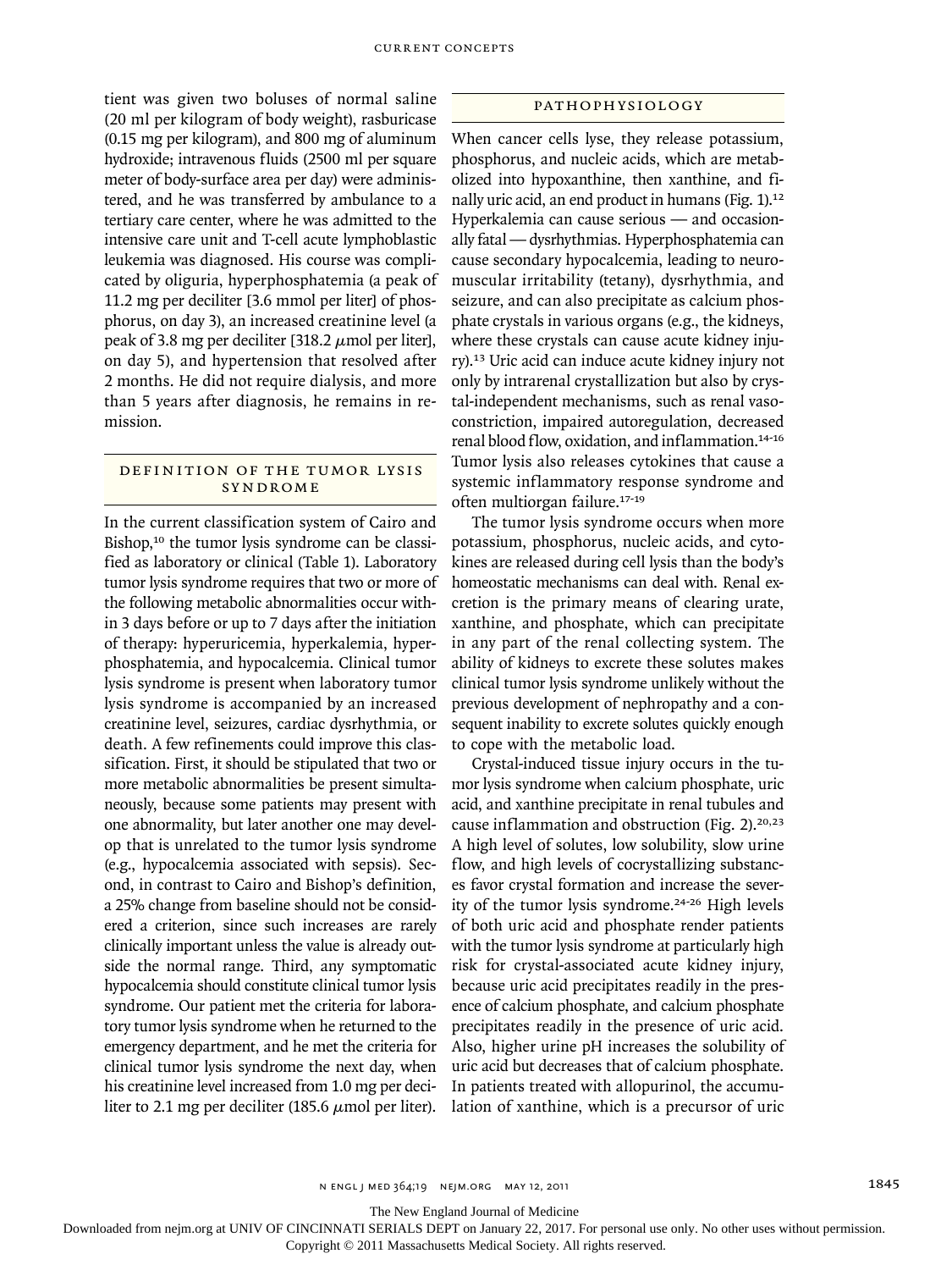tient was given two boluses of normal saline (20 ml per kilogram of body weight), rasburicase (0.15 mg per kilogram), and 800 mg of aluminum hydroxide; intravenous fluids (2500 ml per square meter of body-surface area per day) were administered, and he was transferred by ambulance to a tertiary care center, where he was admitted to the intensive care unit and T-cell acute lymphoblastic leukemia was diagnosed. His course was complicated by oliguria, hyperphosphatemia (a peak of 11.2 mg per deciliter [3.6 mmol per liter] of phosphorus, on day 3), an increased creatinine level (a peak of 3.8 mg per deciliter [318.2 μmol per liter], on day 5), and hypertension that resolved after 2 months. He did not require dialysis, and more than 5 years after diagnosis, he remains in remission.

## Definition of the Tumor Lysis Syndrome

In the current classification system of Cairo and Bishop,[10] the tumor lysis syndrome can be classified as laboratory or clinical (Table 1). Laboratory tumor lysis syndrome requires that two or more of the following metabolic abnormalities occur within 3 days before or up to 7 days after the initiation of therapy: hyperuricemia, hyperkalemia, hyperphosphatemia, and hypocalcemia. Clinical tumor lysis syndrome is present when laboratory tumor lysis syndrome is accompanied by an increased creatinine level, seizures, cardiac dysrhythmia, or death. A few refinements could improve this classification. First, it should be stipulated that two or more metabolic abnormalities be present simultaneously, because some patients may present with one abnormality, but later another one may develop that is unrelated to the tumor lysis syndrome (e.g., hypocalcemia associated with sepsis). Second, in contrast to Cairo and Bishop's definition, a 25% change from baseline should not be considered a criterion, since such increases are rarely clinically important unless the value is already outside the normal range. Third, any symptomatic hypocalcemia should constitute clinical tumor lysis syndrome. Our patient met the criteria for laboratory tumor lysis syndrome when he returned to the emergency department, and he met the criteria for clinical tumor lysis syndrome the next day, when his creatinine level increased from 1.0 mg per deciliter to 2.1 mg per deciliter (185.6 μmol per liter).

## Pathophysiology

When cancer cells lyse, they release potassium, phosphorus, and nucleic acids, which are metabolized into hypoxanthine, then xanthine, and finally uric acid, an end product in humans (Fig. 1).[12] Hyperkalemia can cause serious — and occasionally fatal — dysrhythmias. Hyperphosphatemia can cause secondary hypocalcemia, leading to neuromuscular irritability (tetany), dysrhythmia, and seizure, and can also precipitate as calcium phosphate crystals in various organs (e.g., the kidneys, where these crystals can cause acute kidney injury).[13] Uric acid can induce acute kidney injury not only by intrarenal crystallization but also by crystal-independent mechanisms, such as renal vasoconstriction, impaired autoregulation, decreased renal blood flow, oxidation, and inflammation.[14-16] Tumor lysis also releases cytokines that cause a systemic inflammatory response syndrome and often multiorgan failure.[17-19]

The tumor lysis syndrome occurs when more potassium, phosphorus, nucleic acids, and cytokines are released during cell lysis than the body's homeostatic mechanisms can deal with. Renal excretion is the primary means of clearing urate, xanthine, and phosphate, which can precipitate in any part of the renal collecting system. The ability of kidneys to excrete these solutes makes clinical tumor lysis syndrome unlikely without the previous development of nephropathy and a consequent inability to excrete solutes quickly enough to cope with the metabolic load.

Crystal-induced tissue injury occurs in the tumor lysis syndrome when calcium phosphate, uric acid, and xanthine precipitate in renal tubules and cause inflammation and obstruction (Fig. 2).[20,23] A high level of solutes, low solubility, slow urine flow, and high levels of cocrystallizing substances favor crystal formation and increase the severity of the tumor lysis syndrome.[24-26] High levels of both uric acid and phosphate render patients with the tumor lysis syndrome at particularly high risk for crystal-associated acute kidney injury, because uric acid precipitates readily in the presence of calcium phosphate, and calcium phosphate precipitates readily in the presence of uric acid. Also, higher urine pH increases the solubility of uric acid but decreases that of calcium phosphate. In patients treated with allopurinol, the accumulation of xanthine, which is a precursor of uric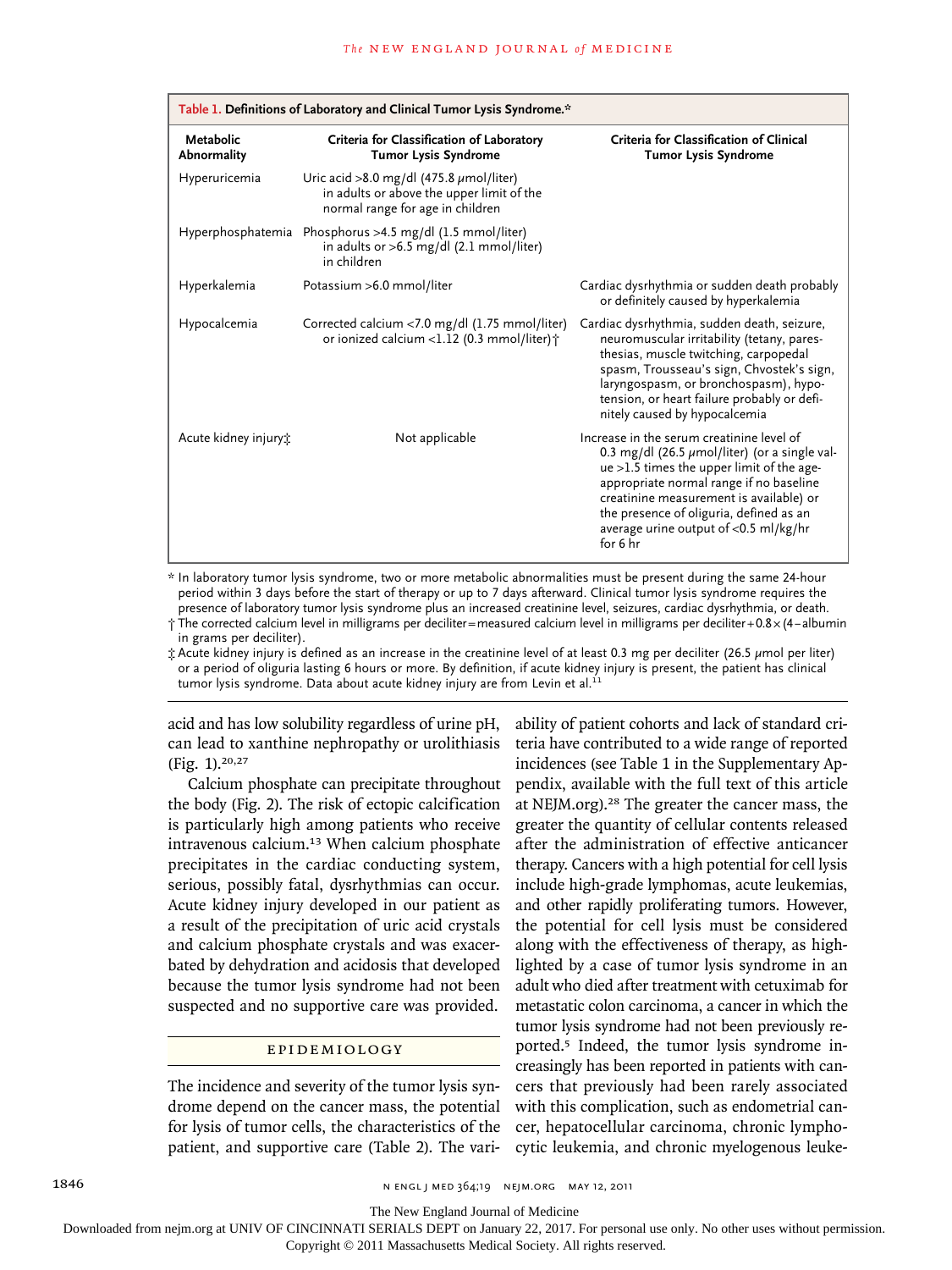**Table 1. Definitions of Laboratory and Clinical Tumor Lysis Syndrome.***

| Metabolic Abnormality | Criteria for Classification of Laboratory Tumor Lysis Syndrome | Criteria for Classification of Clinical Tumor Lysis Syndrome |
|---|---|---|
| Hyperuricemia | Uric acid >8.0 mg/dl (475.8 μmol/liter) in adults or above the upper limit of the normal range for age in children | |
| Hyperphosphatemia | Phosphorus >4.5 mg/dl (1.5 mmol/liter) in adults or >6.5 mg/dl (2.1 mmol/liter) in children | |
| Hyperkalemia | Potassium >6.0 mmol/liter | Cardiac dysrhythmia or sudden death probably or definitely caused by hyperkalemia |
| Hypocalcemia | Corrected calcium <7.0 mg/dl (1.75 mmol/liter) or ionized calcium <1.12 (0.3 mmol/liter)† | Cardiac dysrhythmia, sudden death, seizure, neuromuscular irritability (tetany, paresthesias, muscle twitching, carpopedal spasm, Trousseau's sign, Chvostek's sign, laryngospasm, or bronchospasm), hypotension, or heart failure probably or definitely caused by hypocalcemia |
| Acute kidney injury‡ | Not applicable | Increase in the serum creatinine level of 0.3 mg/dl (26.5 μmol/liter) (or a single value >1.5 times the upper limit of the age-appropriate normal range if no baseline creatinine measurement is available) or the presence of oliguria, defined as an average urine output of <0.5 ml/kg/hr for 6 hr |

\* In laboratory tumor lysis syndrome, two or more metabolic abnormalities must be present during the same 24-hour period within 3 days before the start of therapy or up to 7 days afterward. Clinical tumor lysis syndrome requires the presence of laboratory tumor lysis syndrome plus an increased creatinine level, seizures, cardiac dysrhythmia, or death.

† The corrected calcium level in milligrams per deciliter = measured calcium level in milligrams per deciliter + 0.8 × (4 − albumin in grams per deciliter).

‡ Acute kidney injury is defined as an increase in the creatinine level of at least 0.3 mg per deciliter (26.5 μmol per liter) or a period of oliguria lasting 6 hours or more. By definition, if acute kidney injury is present, the patient has clinical tumor lysis syndrome. Data about acute kidney injury are from Levin et al.[11]

acid and has low solubility regardless of urine pH, can lead to xanthine nephropathy or urolithiasis (Fig. 1).[20,27]

Calcium phosphate can precipitate throughout the body (Fig. 2). The risk of ectopic calcification is particularly high among patients who receive intravenous calcium.[13] When calcium phosphate precipitates in the cardiac conducting system, serious, possibly fatal, dysrhythmias can occur. Acute kidney injury developed in our patient as a result of the precipitation of uric acid crystals and calcium phosphate crystals and was exacerbated by dehydration and acidosis that developed because the tumor lysis syndrome had not been suspected and no supportive care was provided.

## EPIDEMIOLOGY

The incidence and severity of the tumor lysis syndrome depend on the cancer mass, the potential for lysis of tumor cells, the characteristics of the patient, and supportive care (Table 2). The variability of patient cohorts and lack of standard criteria have contributed to a wide range of reported incidences (see Table 1 in the Supplementary Appendix, available with the full text of this article at NEJM.org).[28] The greater the cancer mass, the greater the quantity of cellular contents released after the administration of effective anticancer therapy. Cancers with a high potential for cell lysis include high-grade lymphomas, acute leukemias, and other rapidly proliferating tumors. However, the potential for cell lysis must be considered along with the effectiveness of therapy, as highlighted by a case of tumor lysis syndrome in an adult who died after treatment with cetuximab for metastatic colon carcinoma, a cancer in which the tumor lysis syndrome had not been previously reported.[5] Indeed, the tumor lysis syndrome increasingly has been reported in patients with cancers that previously had been rarely associated with this complication, such as endometrial cancer, hepatocellular carcinoma, chronic lymphocytic leukemia, and chronic myelogenous leuke-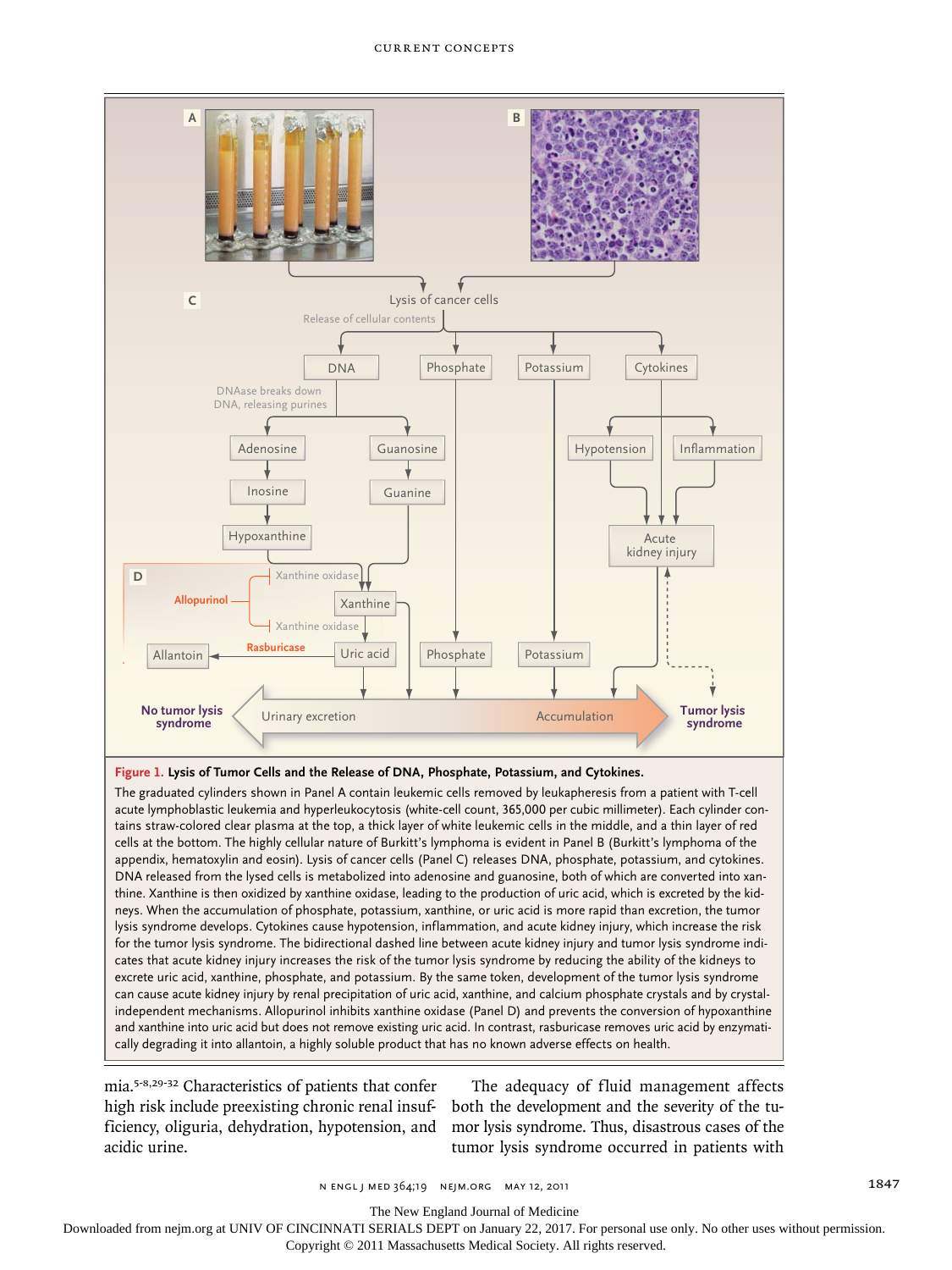A

B

C

Lysis of cancer cells

Release of cellular contents

DNA

Phosphate

Potassium

Cytokines

DNAase breaks down DNA, releasing purines

Adenosine

Guanosine

Hypotension

Inflammation

Inosine

Guanine

Hypoxanthine

Acute kidney injury

D

Xanthine oxidase

Allopurinol

Xanthine

Xanthine oxidase

Rasburicase

Allantoin

Uric acid

Phosphate

Potassium

No tumor lysis syndrome

Urinary excretion

Accumulation

Tumor lysis syndrome

**Figure 1. Lysis of Tumor Cells and the Release of DNA, Phosphate, Potassium, and Cytokines.**

The graduated cylinders shown in Panel A contain leukemic cells removed by leukapheresis from a patient with T-cell acute lymphoblastic leukemia and hyperleukocytosis (white-cell count, 365,000 per cubic millimeter). Each cylinder contains straw-colored clear plasma at the top, a thick layer of white leukemic cells in the middle, and a thin layer of red cells at the bottom. The highly cellular nature of Burkitt's lymphoma is evident in Panel B (Burkitt's lymphoma of the appendix, hematoxylin and eosin). Lysis of cancer cells (Panel C) releases DNA, phosphate, potassium, and cytokines. DNA released from the lysed cells is metabolized into adenosine and guanosine, both of which are converted into xanthine. Xanthine is then oxidized by xanthine oxidase, leading to the production of uric acid, which is excreted by the kidneys. When the accumulation of phosphate, potassium, xanthine, or uric acid is more rapid than excretion, the tumor lysis syndrome develops. Cytokines cause hypotension, inflammation, and acute kidney injury, which increase the risk for the tumor lysis syndrome. The bidirectional dashed line between acute kidney injury and tumor lysis syndrome indicates that acute kidney injury increases the risk of the tumor lysis syndrome by reducing the ability of the kidneys to excrete uric acid, xanthine, phosphate, and potassium. By the same token, development of the tumor lysis syndrome can cause acute kidney injury by renal precipitation of uric acid, xanthine, and calcium phosphate crystals and by crystal-independent mechanisms. Allopurinol inhibits xanthine oxidase (Panel D) and prevents the conversion of hypoxanthine and xanthine into uric acid but does not remove existing uric acid. In contrast, rasburicase removes uric acid by enzymatically degrading it into allantoin, a highly soluble product that has no known adverse effects on health.

mia.[5-8,29-32] Characteristics of patients that confer high risk include preexisting chronic renal insufficiency, oliguria, dehydration, hypotension, and acidic urine.

The adequacy of fluid management affects both the development and the severity of the tumor lysis syndrome. Thus, disastrous cases of the tumor lysis syndrome occurred in patients with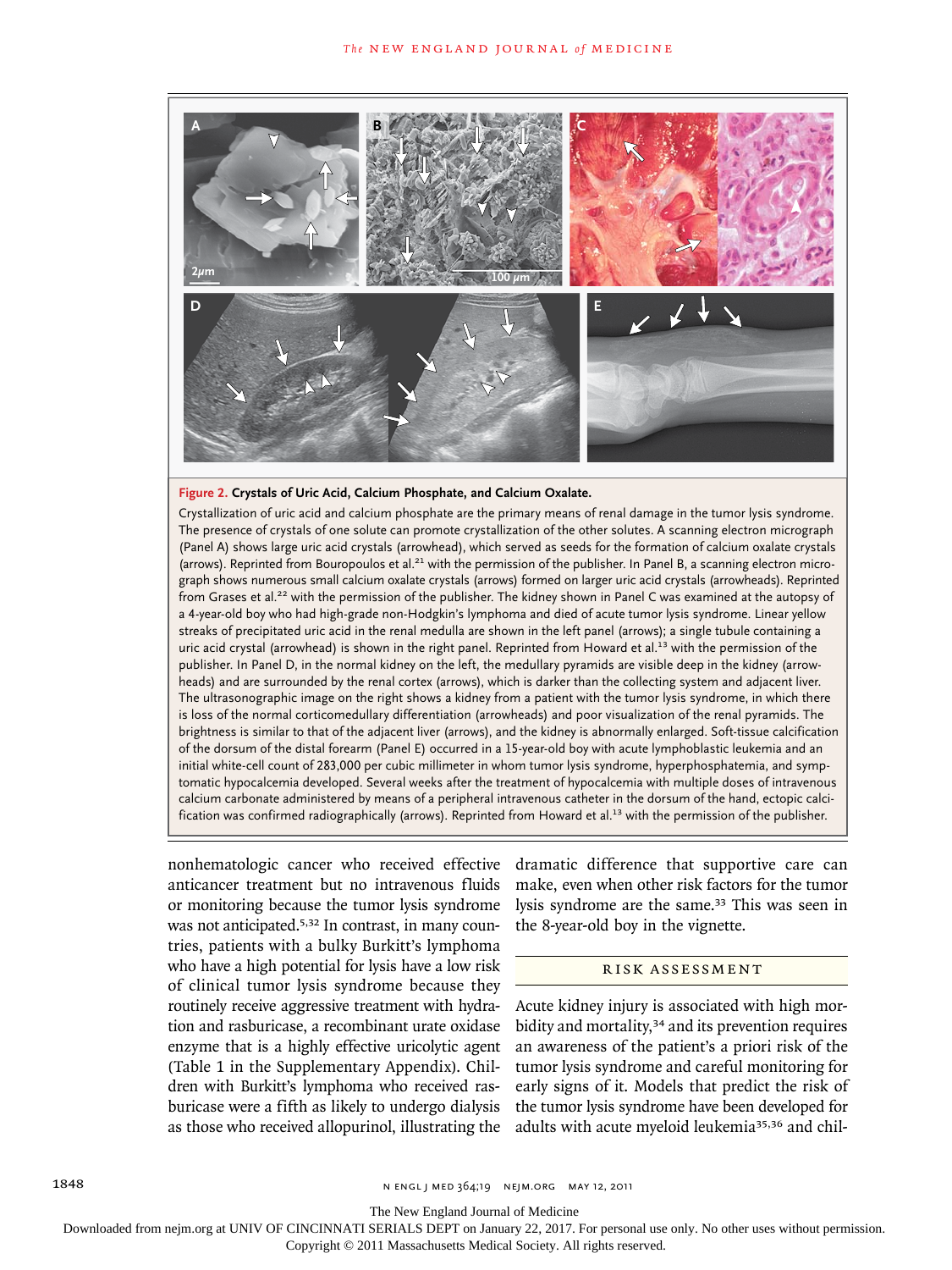**Figure 2. Crystals of Uric Acid, Calcium Phosphate, and Calcium Oxalate.**

Crystallization of uric acid and calcium phosphate are the primary means of renal damage in the tumor lysis syndrome. The presence of crystals of one solute can promote crystallization of the other solutes. A scanning electron micrograph (Panel A) shows large uric acid crystals (arrowhead), which served as seeds for the formation of calcium oxalate crystals (arrows). Reprinted from Bouropoulos et al.[21] with the permission of the publisher. In Panel B, a scanning electron micrograph shows numerous small calcium oxalate crystals (arrows) formed on larger uric acid crystals (arrowheads). Reprinted from Grases et al.[22] with the permission of the publisher. The kidney shown in Panel C was examined at the autopsy of a 4-year-old boy who had high-grade non-Hodgkin's lymphoma and died of acute tumor lysis syndrome. Linear yellow streaks of precipitated uric acid in the renal medulla are shown in the left panel (arrows); a single tubule containing a uric acid crystal (arrowhead) is shown in the right panel. Reprinted from Howard et al.[13] with the permission of the publisher. In Panel D, in the normal kidney on the left, the medullary pyramids are visible deep in the kidney (arrowheads) and are surrounded by the renal cortex (arrows), which is darker than the collecting system and adjacent liver. The ultrasonographic image on the right shows a kidney from a patient with the tumor lysis syndrome, in which there is loss of the normal corticomedullary differentiation (arrowheads) and poor visualization of the renal pyramids. The brightness is similar to that of the adjacent liver (arrows), and the kidney is abnormally enlarged. Soft-tissue calcification of the dorsum of the distal forearm (Panel E) occurred in a 15-year-old boy with acute lymphoblastic leukemia and an initial white-cell count of 283,000 per cubic millimeter in whom tumor lysis syndrome, hyperphosphatemia, and symptomatic hypocalcemia developed. Several weeks after the treatment of hypocalcemia with multiple doses of intravenous calcium carbonate administered by means of a peripheral intravenous catheter in the dorsum of the hand, ectopic calcification was confirmed radiographically (arrows). Reprinted from Howard et al.[13] with the permission of the publisher.

nonhematologic cancer who received effective anticancer treatment but no intravenous fluids or monitoring because the tumor lysis syndrome was not anticipated.[5,32] In contrast, in many countries, patients with a bulky Burkitt's lymphoma who have a high potential for lysis have a low risk of clinical tumor lysis syndrome because they routinely receive aggressive treatment with hydration and rasburicase, a recombinant urate oxidase enzyme that is a highly effective uricolytic agent (Table 1 in the Supplementary Appendix). Children with Burkitt's lymphoma who received rasburicase were a fifth as likely to undergo dialysis as those who received allopurinol, illustrating the dramatic difference that supportive care can make, even when other risk factors for the tumor lysis syndrome are the same.[33] This was seen in the 8-year-old boy in the vignette.

## RISK ASSESSMENT

Acute kidney injury is associated with high morbidity and mortality,[34] and its prevention requires an awareness of the patient's a priori risk of the tumor lysis syndrome and careful monitoring for early signs of it. Models that predict the risk of the tumor lysis syndrome have been developed for adults with acute myeloid leukemia[35,36] and chil-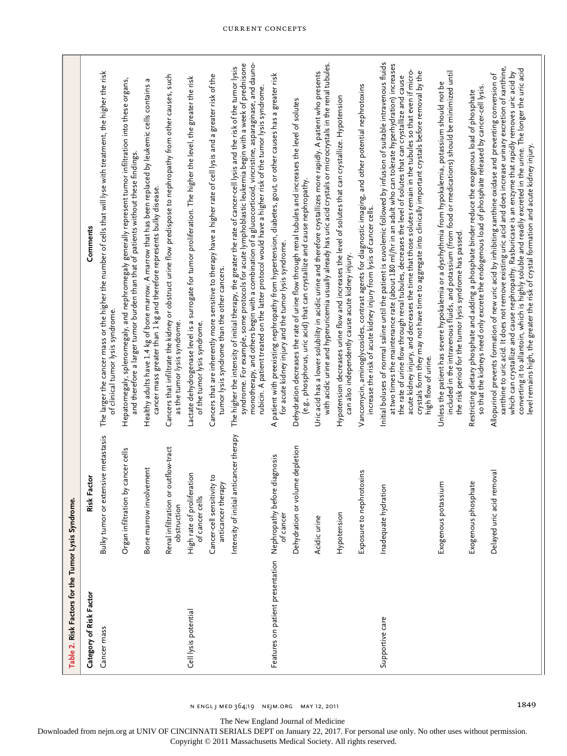**Table 2. Risk Factors for the Tumor Lysis Syndrome.**

| Category of Risk Factor | Risk Factor | Comments |
|---|---|---|
| Cancer mass | Bulky tumor or extensive metastasis | The larger the cancer mass or the higher the number of cells that will lyse with treatment, the higher the risk of clinical tumor lysis syndrome. |
| | Organ infiltration by cancer cells | Hepatomegaly, splenomegaly, and nephromegaly generally represent tumor infiltration into these organs, and therefore a larger tumor burden than that of patients without these findings. |
| | Bone marrow involvement | Healthy adults have 1.4 kg of bone marrow. A marrow that has been replaced by leukemic cells contains a cancer mass greater than 1 kg and therefore represents bulky disease. |
| | Renal infiltration or outflow-tract obstruction | Cancers that infiltrate the kidney or obstruct urine flow predispose to nephropathy from other causes, such as the tumor lysis syndrome. |
| Cell lysis potential | High rate of proliferation of cancer cells | Lactate dehydrogenase level is a surrogate for tumor proliferation. The higher the level, the greater the risk of the tumor lysis syndrome. |
| | Cancer-cell sensitivity to anticancer therapy | Cancers that are inherently more sensitive to therapy have a higher rate of cell lysis and a greater risk of the tumor lysis syndrome than the other cancers. |
| | Intensity of initial anticancer therapy | The higher the intensity of initial therapy, the greater the rate of cancer-cell lysis and the risk of the tumor lysis syndrome. For example, some protocols for acute lymphoblastic leukemia begin with a week of prednisone monotherapy, and others begin with a combination of a glucocorticoid, vincristine, asparaginase, and daunorubicin. A patient treated on the latter protocol would have a higher risk of the tumor lysis syndrome. |
| Features on patient presentation | Nephropathy before diagnosis of cancer | A patient with preexisting nephropathy from hypertension, diabetes, gout, or other causes has a greater risk for acute kidney injury and the tumor lysis syndrome. |
| | Dehydration or volume depletion | Dehydration decreases the rate of urine flow through renal tubules and increases the level of solutes (e.g., phosphorus, uric acid) that can crystallize and cause nephropathy. |
| | Acidic urine | Uric acid has a lower solubility in acidic urine and therefore crystallizes more rapidly. A patient who presents with acidic urine and hyperuricemia usually already has uric acid crystals or microcrystals in the renal tubules. |
| | Hypotension | Hypotension decreases urine flow and increases the level of solutes that can crystallize. Hypotension can also independently cause acute kidney injury. |
| | Exposure to nephrotoxins | Vancomycin, aminoglycosides, contrast agents for diagnostic imaging, and other potential nephrotoxins increase the risk of acute kidney injury from lysis of cancer cells. |
| Supportive care | Inadequate hydration | Initial boluses of normal saline until the patient is euvolemic followed by infusion of suitable intravenous fluids at two times the maintenance rate (about 180 ml/hr in an adult who can tolerate hyperhydration) increases the rate of urine flow through renal tubules, decreases the level of solutes that can crystallize and cause acute kidney injury, and decreases the time that those solutes remain in the tubules so that even if microcrystals form they may not have time to aggregate into clinically important crystals before removal by the high flow of urine. |
| | Exogenous potassium | Unless the patient has severe hypokalemia or a dysrhythmia from hypokalemia, potassium should not be included in the intravenous fluids, and potassium (from food or medications) should be minimized until the risk period for the tumor lysis syndrome has passed. |
| | Exogenous phosphate | Restricting dietary phosphate and adding a phosphate binder reduce the exogenous load of phosphate so that the kidneys need only excrete the endogenous load of phosphate released by cancer-cell lysis. |
| | Delayed uric acid removal | Allopurinol prevents formation of new uric acid by inhibiting xanthine oxidase and preventing conversion of xanthine to uric acid. It does not remove existing uric acid and does increase urinary excretion of xanthine, which can crystallize and cause nephropathy. Rasburicase is an enzyme that rapidly removes uric acid by converting it to allantoin, which is highly soluble and readily excreted in the urine. The longer the uric acid level remains high, the greater the risk of crystal formation and acute kidney injury. |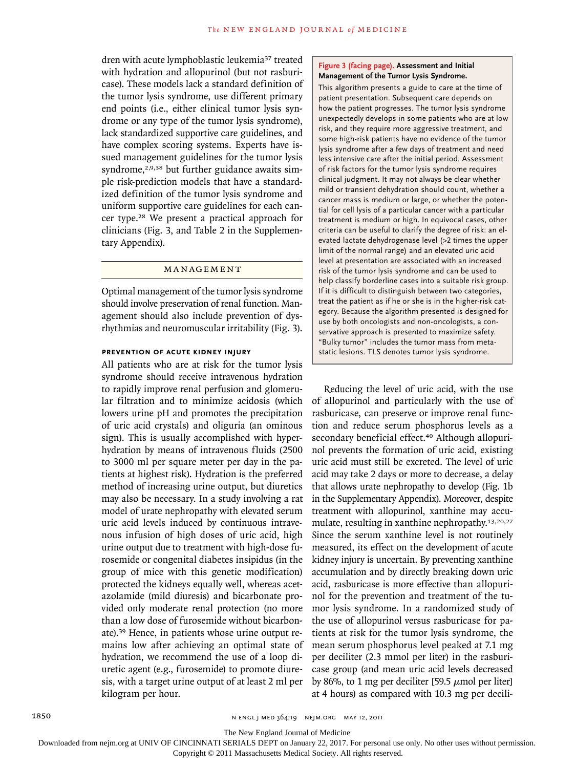dren with acute lymphoblastic leukemia[37] treated with hydration and allopurinol (but not rasburicase). These models lack a standard definition of the tumor lysis syndrome, use different primary end points (i.e., either clinical tumor lysis syndrome or any type of the tumor lysis syndrome), lack standardized supportive care guidelines, and have complex scoring systems. Experts have issued management guidelines for the tumor lysis syndrome,[2,9,38] but further guidance awaits simple risk-prediction models that have a standardized definition of the tumor lysis syndrome and uniform supportive care guidelines for each cancer type.[28] We present a practical approach for clinicians (Fig. 3, and Table 2 in the Supplementary Appendix).

**Figure 3 (facing page). Assessment and Initial Management of the Tumor Lysis Syndrome.**

This algorithm presents a guide to care at the time of patient presentation. Subsequent care depends on how the patient progresses. The tumor lysis syndrome unexpectedly develops in some patients who are at low risk, and they require more aggressive treatment, and some high-risk patients have no evidence of the tumor lysis syndrome after a few days of treatment and need less intensive care after the initial period. Assessment of risk factors for the tumor lysis syndrome requires clinical judgment. It may not always be clear whether mild or transient dehydration should count, whether a cancer mass is medium or large, or whether the potential for cell lysis of a particular cancer with a particular treatment is medium or high. In equivocal cases, other criteria can be useful to clarify the degree of risk: an elevated lactate dehydrogenase level (>2 times the upper limit of the normal range) and an elevated uric acid level at presentation are associated with an increased risk of the tumor lysis syndrome and can be used to help classify borderline cases into a suitable risk group. If it is difficult to distinguish between two categories, treat the patient as if he or she is in the higher-risk category. Because the algorithm presented is designed for use by both oncologists and non-oncologists, a conservative approach is presented to maximize safety. "Bulky tumor" includes the tumor mass from metastatic lesions. TLS denotes tumor lysis syndrome.

## MANAGEMENT

Optimal management of the tumor lysis syndrome should involve preservation of renal function. Management should also include prevention of dysrhythmias and neuromuscular irritability (Fig. 3).

### PREVENTION OF ACUTE KIDNEY INJURY

All patients who are at risk for the tumor lysis syndrome should receive intravenous hydration to rapidly improve renal perfusion and glomerular filtration and to minimize acidosis (which lowers urine pH and promotes the precipitation of uric acid crystals) and oliguria (an ominous sign). This is usually accomplished with hyperhydration by means of intravenous fluids (2500 to 3000 ml per square meter per day in the patients at highest risk). Hydration is the preferred method of increasing urine output, but diuretics may also be necessary. In a study involving a rat model of urate nephropathy with elevated serum uric acid levels induced by continuous intravenous infusion of high doses of uric acid, high urine output due to treatment with high-dose furosemide or congenital diabetes insipidus (in the group of mice with this genetic modification) protected the kidneys equally well, whereas acetazolamide (mild diuresis) and bicarbonate provided only moderate renal protection (no more than a low dose of furosemide without bicarbonate).[39] Hence, in patients whose urine output remains low after achieving an optimal state of hydration, we recommend the use of a loop diuretic agent (e.g., furosemide) to promote diuresis, with a target urine output of at least 2 ml per kilogram per hour.

Reducing the level of uric acid, with the use of allopurinol and particularly with the use of rasburicase, can preserve or improve renal function and reduce serum phosphorus levels as a secondary beneficial effect.[40] Although allopurinol prevents the formation of uric acid, existing uric acid must still be excreted. The level of uric acid may take 2 days or more to decrease, a delay that allows urate nephropathy to develop (Fig. 1b in the Supplementary Appendix). Moreover, despite treatment with allopurinol, xanthine may accumulate, resulting in xanthine nephropathy.[13,20,27] Since the serum xanthine level is not routinely measured, its effect on the development of acute kidney injury is uncertain. By preventing xanthine accumulation and by directly breaking down uric acid, rasburicase is more effective than allopurinol for the prevention and treatment of the tumor lysis syndrome. In a randomized study of the use of allopurinol versus rasburicase for patients at risk for the tumor lysis syndrome, the mean serum phosphorus level peaked at 7.1 mg per deciliter (2.3 mmol per liter) in the rasburicase group (and mean uric acid levels decreased by 86%, to 1 mg per deciliter [59.5 $\mu$mol per liter] at 4 hours) as compared with 10.3 mg per decili-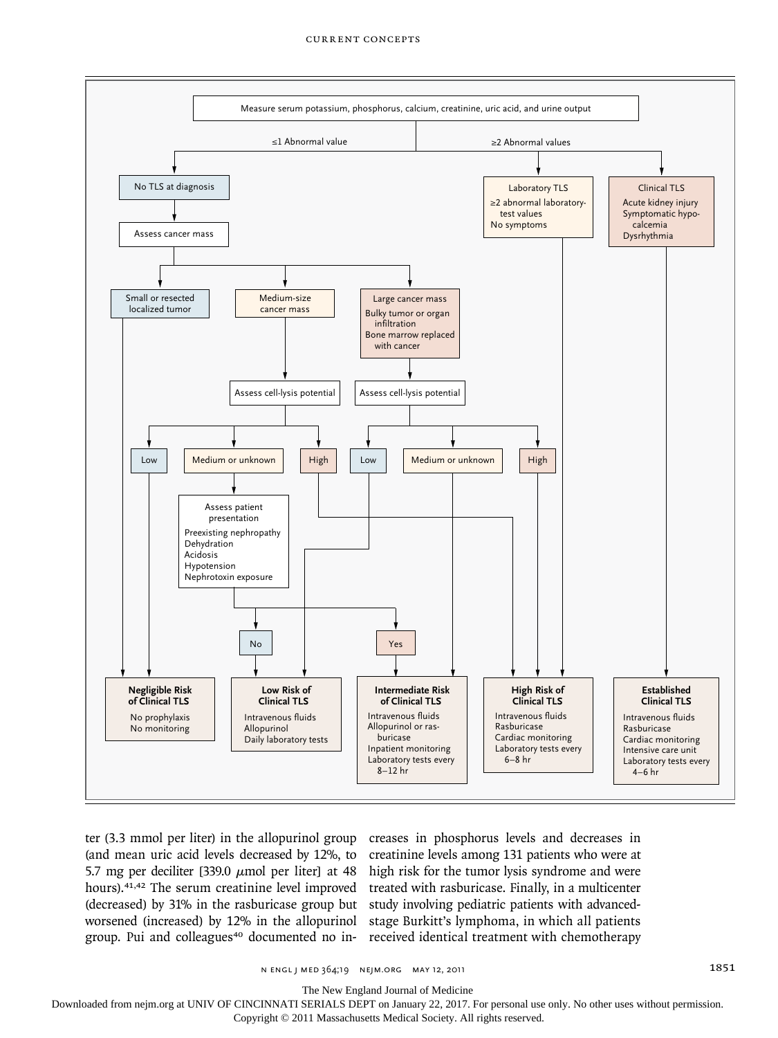Measure serum potassium, phosphorus, calcium, creatinine, uric acid, and urine output

- ≤1 Abnormal value → **No TLS at diagnosis** → Assess cancer mass
  - Small or resected localized tumor → **Negligible Risk of Clinical TLS**
  - Medium-size cancer mass → Assess cell-lysis potential
    - Low → **Negligible Risk of Clinical TLS**
    - Medium or unknown → Assess patient presentation (Preexisting nephropathy, Dehydration, Acidosis, Hypotension, Nephrotoxin exposure)
      - No → **Low Risk of Clinical TLS**
      - Yes → **Intermediate Risk of Clinical TLS**
    - High → **High Risk of Clinical TLS**
  - Large cancer mass (Bulky tumor or organ infiltration; Bone marrow replaced with cancer) → Assess cell-lysis potential
    - Low → **Low Risk of Clinical TLS**
    - Medium or unknown → **Intermediate Risk of Clinical TLS**
    - High → **High Risk of Clinical TLS**
- ≥2 Abnormal values
  - Laboratory TLS (≥2 abnormal laboratory-test values; No symptoms) → **High Risk of Clinical TLS**
  - Clinical TLS (Acute kidney injury; Symptomatic hypocalcemia; Dysrhythmia) → **Established Clinical TLS**

**Negligible Risk of Clinical TLS**
No prophylaxis
No monitoring

**Low Risk of Clinical TLS**
Intravenous fluids
Allopurinol
Daily laboratory tests

**Intermediate Risk of Clinical TLS**
Intravenous fluids
Allopurinol or rasburicase
Inpatient monitoring
Laboratory tests every 8–12 hr

**High Risk of Clinical TLS**
Intravenous fluids
Rasburicase
Cardiac monitoring
Laboratory tests every 6–8 hr

**Established Clinical TLS**
Intravenous fluids
Rasburicase
Cardiac monitoring
Intensive care unit
Laboratory tests every 4–6 hr

ter (3.3 mmol per liter) in the allopurinol group (and mean uric acid levels decreased by 12%, to 5.7 mg per deciliter [339.0 μmol per liter] at 48 hours).[41,42] The serum creatinine level improved (decreased) by 31% in the rasburicase group but worsened (increased) by 12% in the allopurinol group. Pui and colleagues[40] documented no increases in phosphorus levels and decreases in creatinine levels among 131 patients who were at high risk for the tumor lysis syndrome and were treated with rasburicase. Finally, in a multicenter study involving pediatric patients with advanced-stage Burkitt's lymphoma, in which all patients received identical treatment with chemotherapy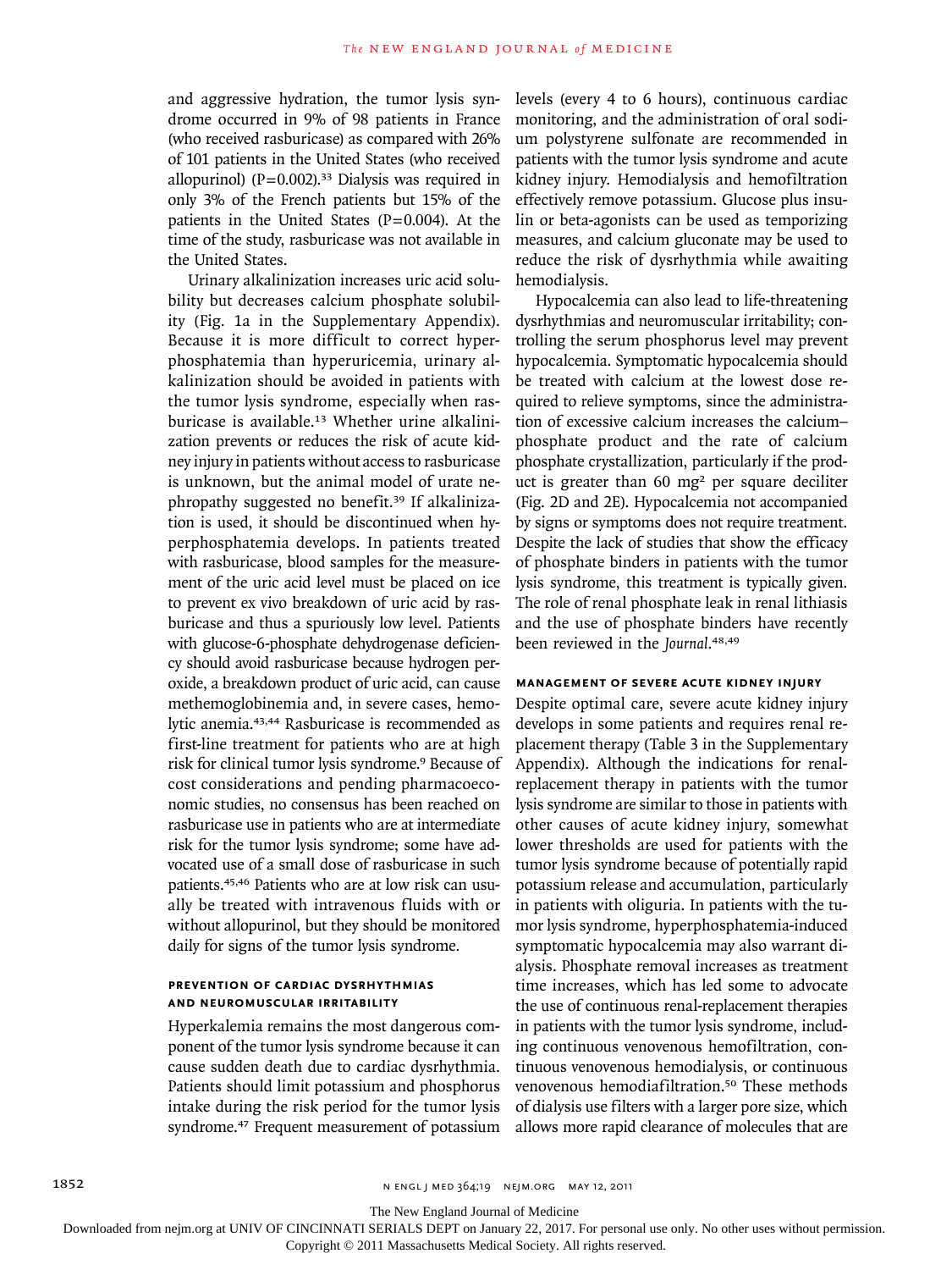and aggressive hydration, the tumor lysis syndrome occurred in 9% of 98 patients in France (who received rasburicase) as compared with 26% of 101 patients in the United States (who received allopurinol) (P=0.002).[33] Dialysis was required in only 3% of the French patients but 15% of the patients in the United States (P=0.004). At the time of the study, rasburicase was not available in the United States.

Urinary alkalinization increases uric acid solubility but decreases calcium phosphate solubility (Fig. 1a in the Supplementary Appendix). Because it is more difficult to correct hyperphosphatemia than hyperuricemia, urinary alkalinization should be avoided in patients with the tumor lysis syndrome, especially when rasburicase is available.[13] Whether urine alkalinization prevents or reduces the risk of acute kidney injury in patients without access to rasburicase is unknown, but the animal model of urate nephropathy suggested no benefit.[39] If alkalinization is used, it should be discontinued when hyperphosphatemia develops. In patients treated with rasburicase, blood samples for the measurement of the uric acid level must be placed on ice to prevent ex vivo breakdown of uric acid by rasburicase and thus a spuriously low level. Patients with glucose-6-phosphate dehydrogenase deficiency should avoid rasburicase because hydrogen peroxide, a breakdown product of uric acid, can cause methemoglobinemia and, in severe cases, hemolytic anemia.[43,44] Rasburicase is recommended as first-line treatment for patients who are at high risk for clinical tumor lysis syndrome.[9] Because of cost considerations and pending pharmacoeconomic studies, no consensus has been reached on rasburicase use in patients who are at intermediate risk for the tumor lysis syndrome; some have advocated use of a small dose of rasburicase in such patients.[45,46] Patients who are at low risk can usually be treated with intravenous fluids with or without allopurinol, but they should be monitored daily for signs of the tumor lysis syndrome.

### PREVENTION OF CARDIAC DYSRHYTHMIAS AND NEUROMUSCULAR IRRITABILITY

Hyperkalemia remains the most dangerous component of the tumor lysis syndrome because it can cause sudden death due to cardiac dysrhythmia. Patients should limit potassium and phosphorus intake during the risk period for the tumor lysis syndrome.[47] Frequent measurement of potassium levels (every 4 to 6 hours), continuous cardiac monitoring, and the administration of oral sodium polystyrene sulfonate are recommended in patients with the tumor lysis syndrome and acute kidney injury. Hemodialysis and hemofiltration effectively remove potassium. Glucose plus insulin or beta-agonists can be used as temporizing measures, and calcium gluconate may be used to reduce the risk of dysrhythmia while awaiting hemodialysis.

Hypocalcemia can also lead to life-threatening dysrhythmias and neuromuscular irritability; controlling the serum phosphorus level may prevent hypocalcemia. Symptomatic hypocalcemia should be treated with calcium at the lowest dose required to relieve symptoms, since the administration of excessive calcium increases the calcium–phosphate product and the rate of calcium phosphate crystallization, particularly if the product is greater than 60 $mg^2$ per square deciliter (Fig. 2D and 2E). Hypocalcemia not accompanied by signs or symptoms does not require treatment. Despite the lack of studies that show the efficacy of phosphate binders in patients with the tumor lysis syndrome, this treatment is typically given. The role of renal phosphate leak in renal lithiasis and the use of phosphate binders have recently been reviewed in the *Journal*.[48,49]

### MANAGEMENT OF SEVERE ACUTE KIDNEY INJURY

Despite optimal care, severe acute kidney injury develops in some patients and requires renal replacement therapy (Table 3 in the Supplementary Appendix). Although the indications for renal-replacement therapy in patients with the tumor lysis syndrome are similar to those in patients with other causes of acute kidney injury, somewhat lower thresholds are used for patients with the tumor lysis syndrome because of potentially rapid potassium release and accumulation, particularly in patients with oliguria. In patients with the tumor lysis syndrome, hyperphosphatemia-induced symptomatic hypocalcemia may also warrant dialysis. Phosphate removal increases as treatment time increases, which has led some to advocate the use of continuous renal-replacement therapies in patients with the tumor lysis syndrome, including continuous venovenous hemofiltration, continuous venovenous hemodialysis, or continuous venovenous hemodiafiltration.[50] These methods of dialysis use filters with a larger pore size, which allows more rapid clearance of molecules that are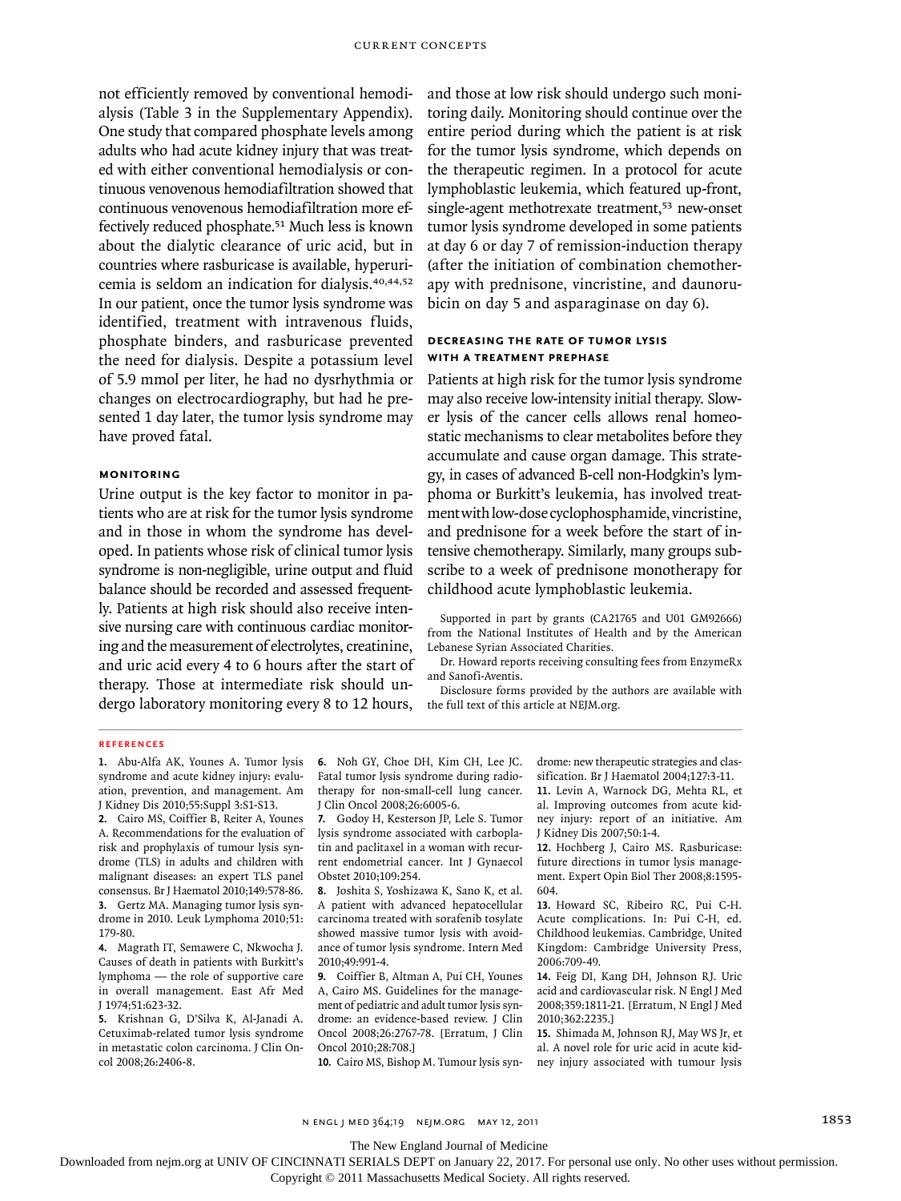not efficiently removed by conventional hemodialysis (Table 3 in the Supplementary Appendix). One study that compared phosphate levels among adults who had acute kidney injury that was treated with either conventional hemodialysis or continuous venovenous hemodiafiltration showed that continuous venovenous hemodiafiltration more effectively reduced phosphate.[51] Much less is known about the dialytic clearance of uric acid, but in countries where rasburicase is available, hyperuricemia is seldom an indication for dialysis.[40,44,52] In our patient, once the tumor lysis syndrome was identified, treatment with intravenous fluids, phosphate binders, and rasburicase prevented the need for dialysis. Despite a potassium level of 5.9 mmol per liter, he had no dysrhythmia or changes on electrocardiography, but had he presented 1 day later, the tumor lysis syndrome may have proved fatal.

### MONITORING

Urine output is the key factor to monitor in patients who are at risk for the tumor lysis syndrome and in those in whom the syndrome has developed. In patients whose risk of clinical tumor lysis syndrome is non-negligible, urine output and fluid balance should be recorded and assessed frequently. Patients at high risk should also receive intensive nursing care with continuous cardiac monitoring and the measurement of electrolytes, creatinine, and uric acid every 4 to 6 hours after the start of therapy. Those at intermediate risk should undergo laboratory monitoring every 8 to 12 hours, and those at low risk should undergo such monitoring daily. Monitoring should continue over the entire period during which the patient is at risk for the tumor lysis syndrome, which depends on the therapeutic regimen. In a protocol for acute lymphoblastic leukemia, which featured up-front, single-agent methotrexate treatment,[53] new-onset tumor lysis syndrome developed in some patients at day 6 or day 7 of remission-induction therapy (after the initiation of combination chemotherapy with prednisone, vincristine, and daunorubicin on day 5 and asparaginase on day 6).

### DECREASING THE RATE OF TUMOR LYSIS WITH A TREATMENT PREPHASE

Patients at high risk for the tumor lysis syndrome may also receive low-intensity initial therapy. Slower lysis of the cancer cells allows renal homeostatic mechanisms to clear metabolites before they accumulate and cause organ damage. This strategy, in cases of advanced B-cell non-Hodgkin's lymphoma or Burkitt's leukemia, has involved treatment with low-dose cyclophosphamide, vincristine, and prednisone for a week before the start of intensive chemotherapy. Similarly, many groups subscribe to a week of prednisone monotherapy for childhood acute lymphoblastic leukemia.

Supported in part by grants (CA21765 and U01 GM92666) from the National Institutes of Health and by the American Lebanese Syrian Associated Charities.

Dr. Howard reports receiving consulting fees from EnzymeRx and Sanofi-Aventis.

Disclosure forms provided by the authors are available with the full text of this article at NEJM.org.

## REFERENCES

1. Abu-Alfa AK, Younes A. Tumor lysis syndrome and acute kidney injury: evaluation, prevention, and management. Am J Kidney Dis 2010;55:Suppl 3:S1-S13.
2. Cairo MS, Coiffier B, Reiter A, Younes A. Recommendations for the evaluation of risk and prophylaxis of tumour lysis syndrome (TLS) in adults and children with malignant diseases: an expert TLS panel consensus. Br J Haematol 2010;149:578-86.
3. Gertz MA. Managing tumor lysis syndrome in 2010. Leuk Lymphoma 2010;51:179-80.
4. Magrath IT, Semawere C, Nkwocha J. Causes of death in patients with Burkitt's lymphoma — the role of supportive care in overall management. East Afr Med J 1974;51:623-32.
5. Krishnan G, D'Silva K, Al-Janadi A. Cetuximab-related tumor lysis syndrome in metastatic colon carcinoma. J Clin Oncol 2008;26:2406-8.
6. Noh GY, Choe DH, Kim CH, Lee JC. Fatal tumor lysis syndrome during radiotherapy for non-small-cell lung cancer. J Clin Oncol 2008;26:6005-6.
7. Godoy H, Kesterson JP, Lele S. Tumor lysis syndrome associated with carboplatin and paclitaxel in a woman with recurrent endometrial cancer. Int J Gynaecol Obstet 2010;109:254.
8. Joshita S, Yoshizawa K, Sano K, et al. A patient with advanced hepatocellular carcinoma treated with sorafenib tosylate showed massive tumor lysis with avoidance of tumor lysis syndrome. Intern Med 2010;49:991-4.
9. Coiffier B, Altman A, Pui CH, Younes A, Cairo MS. Guidelines for the management of pediatric and adult tumor lysis syndrome: an evidence-based review. J Clin Oncol 2008;26:2767-78. [Erratum, J Clin Oncol 2010;28:708.]
10. Cairo MS, Bishop M. Tumour lysis syndrome: new therapeutic strategies and classification. Br J Haematol 2004;127:3-11.
11. Levin A, Warnock DG, Mehta RL, et al. Improving outcomes from acute kidney injury: report of an initiative. Am J Kidney Dis 2007;50:1-4.
12. Hochberg J, Cairo MS. Rasburicase: future directions in tumor lysis management. Expert Opin Biol Ther 2008;8:1595-604.
13. Howard SC, Ribeiro RC, Pui C-H. Acute complications. In: Pui C-H, ed. Childhood leukemias. Cambridge, United Kingdom: Cambridge University Press, 2006:709-49.
14. Feig DI, Kang DH, Johnson RJ. Uric acid and cardiovascular risk. N Engl J Med 2008;359:1811-21. [Erratum, N Engl J Med 2010;362:2235.]
15. Shimada M, Johnson RJ, May WS Jr, et al. A novel role for uric acid in acute kidney injury associated with tumour lysis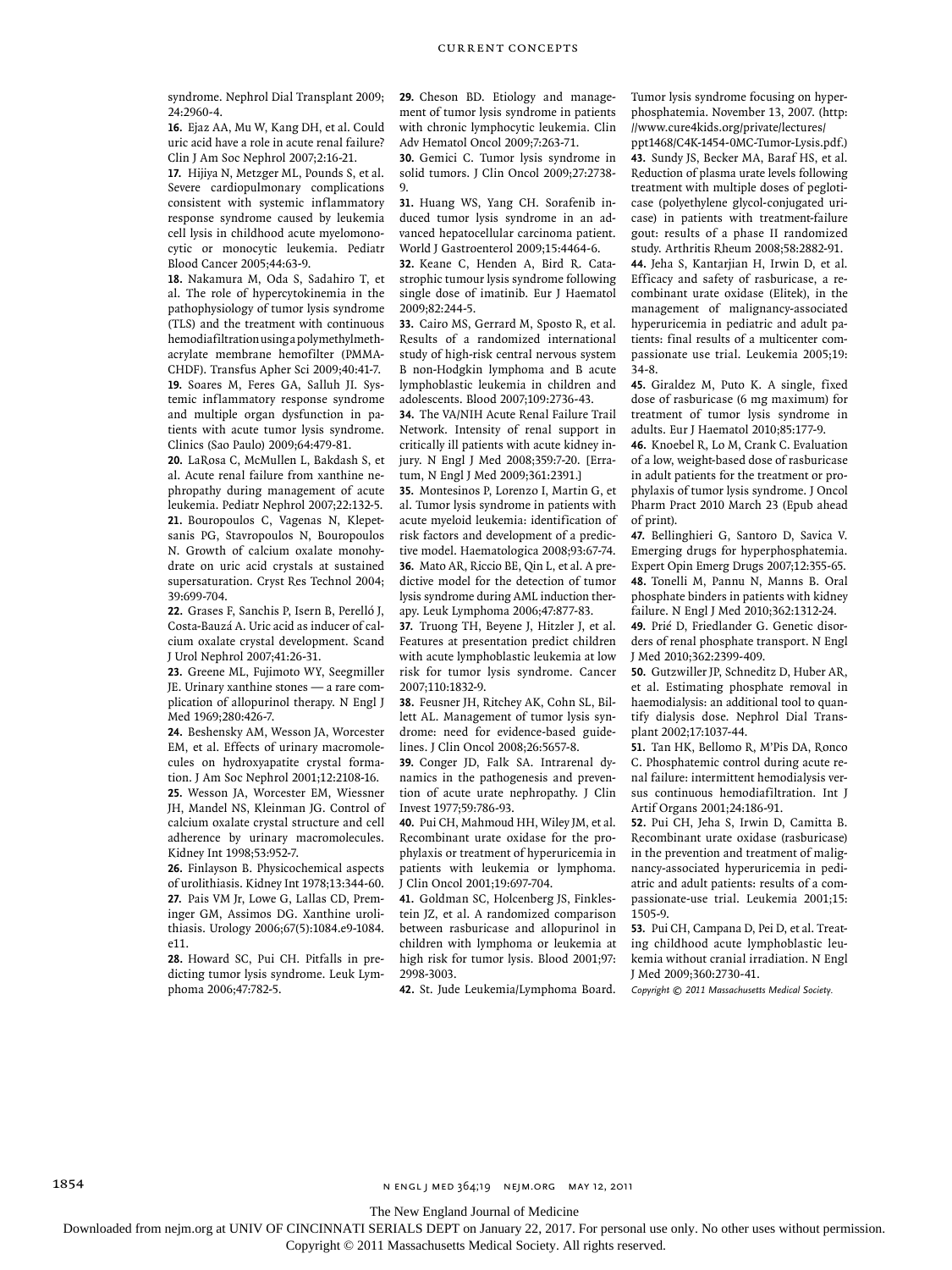syndrome. Nephrol Dial Transplant 2009;24:2960-4.

**16.** Ejaz AA, Mu W, Kang DH, et al. Could uric acid have a role in acute renal failure? Clin J Am Soc Nephrol 2007;2:16-21.

**17.** Hijiya N, Metzger ML, Pounds S, et al. Severe cardiopulmonary complications consistent with systemic inflammatory response syndrome caused by leukemia cell lysis in childhood acute myelomonocytic or monocytic leukemia. Pediatr Blood Cancer 2005;44:63-9.

**18.** Nakamura M, Oda S, Sadahiro T, et al. The role of hypercytokinemia in the pathophysiology of tumor lysis syndrome (TLS) and the treatment with continuous hemodiafiltration using a polymethylmethacrylate membrane hemofilter (PMMA-CHDF). Transfus Apher Sci 2009;40:41-7.

**19.** Soares M, Feres GA, Salluh JI. Systemic inflammatory response syndrome and multiple organ dysfunction in patients with acute tumor lysis syndrome. Clinics (Sao Paulo) 2009;64:479-81.

**20.** LaRosa C, McMullen L, Bakdash S, et al. Acute renal failure from xanthine nephropathy during management of acute leukemia. Pediatr Nephrol 2007;22:132-5.

**21.** Bouropoulos C, Vagenas N, Klepetsanis PG, Stavropoulos N, Bouropoulos N. Growth of calcium oxalate monohydrate on uric acid crystals at sustained supersaturation. Cryst Res Technol 2004;39:699-704.

**22.** Grases F, Sanchis P, Isern B, Perelló J, Costa-Bauzá A. Uric acid as inducer of calcium oxalate crystal development. Scand J Urol Nephrol 2007;41:26-31.

**23.** Greene ML, Fujimoto WY, Seegmiller JE. Urinary xanthine stones — a rare complication of allopurinol therapy. N Engl J Med 1969;280:426-7.

**24.** Beshensky AM, Wesson JA, Worcester EM, et al. Effects of urinary macromolecules on hydroxyapatite crystal formation. J Am Soc Nephrol 2001;12:2108-16.

**25.** Wesson JA, Worcester EM, Wiessner JH, Mandel NS, Kleinman JG. Control of calcium oxalate crystal structure and cell adherence by urinary macromolecules. Kidney Int 1998;53:952-7.

**26.** Finlayson B. Physicochemical aspects of urolithiasis. Kidney Int 1978;13:344-60.

**27.** Pais VM Jr, Lowe G, Lallas CD, Preminger GM, Assimos DG. Xanthine urolithiasis. Urology 2006;67(5):1084.e9-1084.e11.

**28.** Howard SC, Pui CH. Pitfalls in predicting tumor lysis syndrome. Leuk Lymphoma 2006;47:782-5.

**29.** Cheson BD. Etiology and management of tumor lysis syndrome in patients with chronic lymphocytic leukemia. Clin Adv Hematol Oncol 2009;7:263-71.

**30.** Gemici C. Tumor lysis syndrome in solid tumors. J Clin Oncol 2009;27:2738-9.

**31.** Huang WS, Yang CH. Sorafenib induced tumor lysis syndrome in an advanced hepatocellular carcinoma patient. World J Gastroenterol 2009;15:4464-6.

**32.** Keane C, Henden A, Bird R. Catastrophic tumour lysis syndrome following single dose of imatinib. Eur J Haematol 2009;82:244-5.

**33.** Cairo MS, Gerrard M, Sposto R, et al. Results of a randomized international study of high-risk central nervous system B non-Hodgkin lymphoma and B acute lymphoblastic leukemia in children and adolescents. Blood 2007;109:2736-43.

**34.** The VA/NIH Acute Renal Failure Trail Network. Intensity of renal support in critically ill patients with acute kidney injury. N Engl J Med 2008;359:7-20. [Erratum, N Engl J Med 2009;361:2391.]

**35.** Montesinos P, Lorenzo I, Martin G, et al. Tumor lysis syndrome in patients with acute myeloid leukemia: identification of risk factors and development of a predictive model. Haematologica 2008;93:67-74.

**36.** Mato AR, Riccio BE, Qin L, et al. A predictive model for the detection of tumor lysis syndrome during AML induction therapy. Leuk Lymphoma 2006;47:877-83.

**37.** Truong TH, Beyene J, Hitzler J, et al. Features at presentation predict children with acute lymphoblastic leukemia at low risk for tumor lysis syndrome. Cancer 2007;110:1832-9.

**38.** Feusner JH, Ritchey AK, Cohn SL, Billett AL. Management of tumor lysis syndrome: need for evidence-based guidelines. J Clin Oncol 2008;26:5657-8.

**39.** Conger JD, Falk SA. Intrarenal dynamics in the pathogenesis and prevention of acute urate nephropathy. J Clin Invest 1977;59:786-93.

**40.** Pui CH, Mahmoud HH, Wiley JM, et al. Recombinant urate oxidase for the prophylaxis or treatment of hyperuricemia in patients with leukemia or lymphoma. J Clin Oncol 2001;19:697-704.

**41.** Goldman SC, Holcenberg JS, Finklestein JZ, et al. A randomized comparison between rasburicase and allopurinol in children with lymphoma or leukemia at high risk for tumor lysis. Blood 2001;97:2998-3003.

**42.** St. Jude Leukemia/Lymphoma Board. Tumor lysis syndrome focusing on hyperphosphatemia. November 13, 2007. (http://www.cure4kids.org/private/lectures/ppt1468/C4K-1454-0MC-Tumor-Lysis.pdf.)

**43.** Sundy JS, Becker MA, Baraf HS, et al. Reduction of plasma urate levels following treatment with multiple doses of pegloticase (polyethylene glycol-conjugated uricase) in patients with treatment-failure gout: results of a phase II randomized study. Arthritis Rheum 2008;58:2882-91.

**44.** Jeha S, Kantarjian H, Irwin D, et al. Efficacy and safety of rasburicase, a recombinant urate oxidase (Elitek), in the management of malignancy-associated hyperuricemia in pediatric and adult patients: final results of a multicenter compassionate use trial. Leukemia 2005;19:34-8.

**45.** Giraldez M, Puto K. A single, fixed dose of rasburicase (6 mg maximum) for treatment of tumor lysis syndrome in adults. Eur J Haematol 2010;85:177-9.

**46.** Knoebel R, Lo M, Crank C. Evaluation of a low, weight-based dose of rasburicase in adult patients for the treatment or prophylaxis of tumor lysis syndrome. J Oncol Pharm Pract 2010 March 23 (Epub ahead of print).

**47.** Bellinghieri G, Santoro D, Savica V. Emerging drugs for hyperphosphatemia. Expert Opin Emerg Drugs 2007;12:355-65.

**48.** Tonelli M, Pannu N, Manns B. Oral phosphate binders in patients with kidney failure. N Engl J Med 2010;362:1312-24.

**49.** Prié D, Friedlander G. Genetic disorders of renal phosphate transport. N Engl J Med 2010;362:2399-409.

**50.** Gutzwiller JP, Schneditz D, Huber AR, et al. Estimating phosphate removal in haemodialysis: an additional tool to quantify dialysis dose. Nephrol Dial Transplant 2002;17:1037-44.

**51.** Tan HK, Bellomo R, M'Pis DA, Ronco C. Phosphatemic control during acute renal failure: intermittent hemodialysis versus continuous hemodiafiltration. Int J Artif Organs 2001;24:186-91.

**52.** Pui CH, Jeha S, Irwin D, Camitta B. Recombinant urate oxidase (rasburicase) in the prevention and treatment of malignancy-associated hyperuricemia in pediatric and adult patients: results of a compassionate-use trial. Leukemia 2001;15:1505-9.

**53.** Pui CH, Campana D, Pei D, et al. Treating childhood acute lymphoblastic leukemia without cranial irradiation. N Engl J Med 2009;360:2730-41.

*Copyright © 2011 Massachusetts Medical Society.*